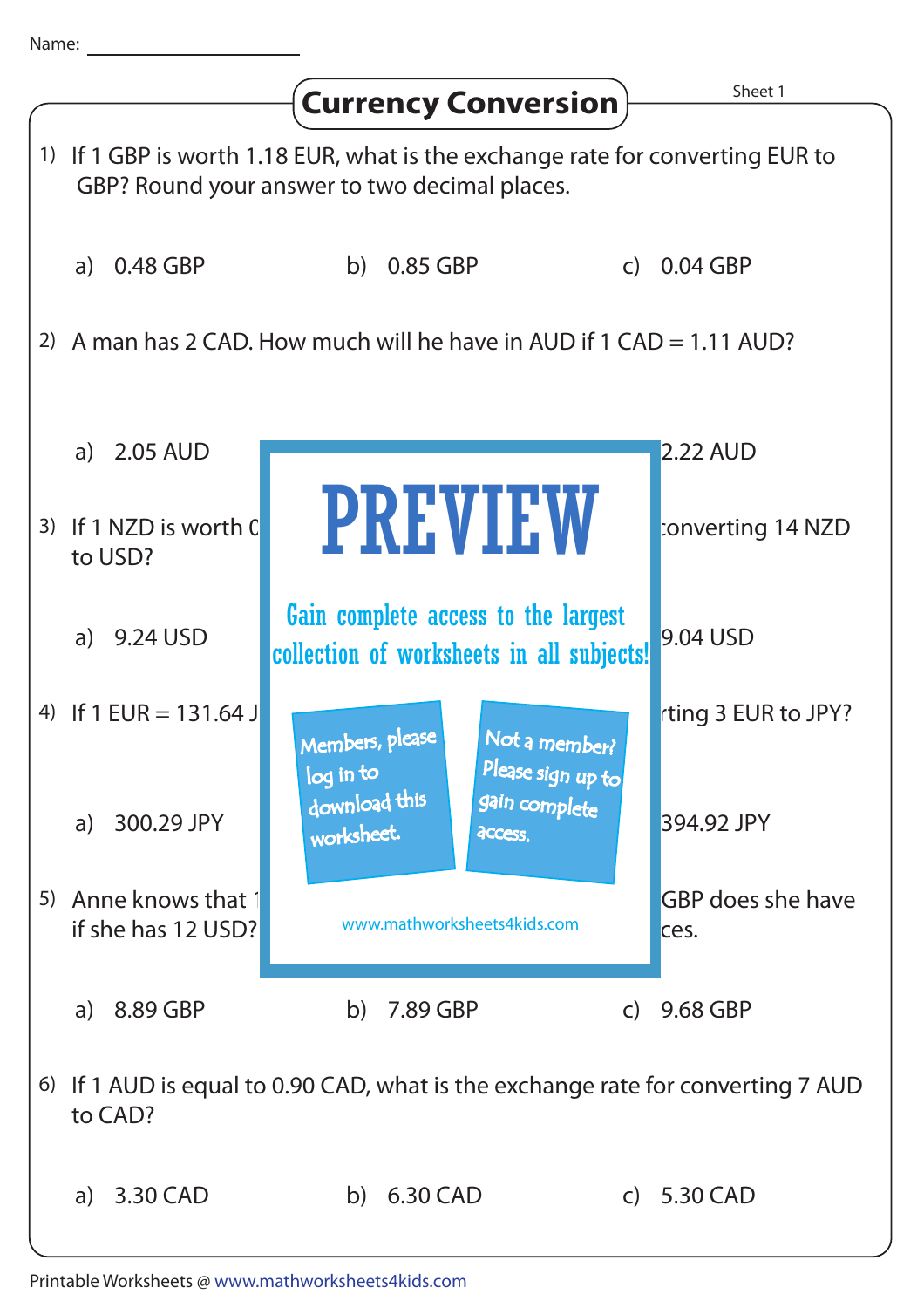Name: ____________________

# Currency Conversion

Sheet 1

1) If 1 GBP is worth 1.18 EUR, what is the exchange rate for converting EUR to GBP? Round your answer to two decimal places.

a) 0.48 GBP  b) 0.85 GBP  c) 0.04 GBP

2) A man has 2 CAD. How much will he have in AUD if 1 CAD = 1.11 AUD?

a) 2.05 AUD  c) 2.22 AUD

3) If 1 NZD is worth 0 ... converting 14 NZD to USD?

a) 9.24 USD  c) 9.04 USD

4) If 1 EUR = 131.64 J ... rting 3 EUR to JPY?

a) 300.29 JPY  c) 394.92 JPY

5) Anne knows that 1 ... GBP does she have if she has 12 USD? ... ces.

a) 8.89 GBP  b) 7.89 GBP  c) 9.68 GBP

6) If 1 AUD is equal to 0.90 CAD, what is the exchange rate for converting 7 AUD to CAD?

a) 3.30 CAD  b) 6.30 CAD  c) 5.30 CAD

PREVIEW

Gain complete access to the largest collection of worksheets in all subjects!

Members, please log in to download this worksheet.

Not a member? Please sign up to gain complete access.

www.mathworksheets4kids.com

Printable Worksheets @ www.mathworksheets4kids.com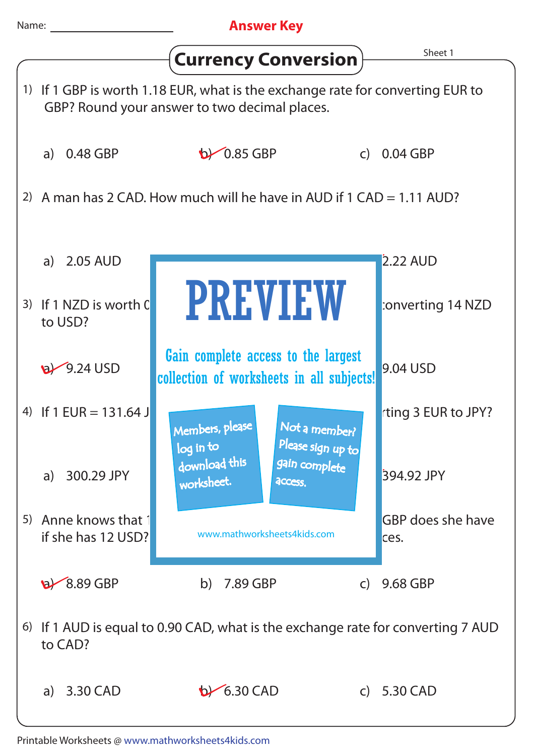Name: ____________________

**Answer Key**

# Currency Conversion

Sheet 1

1) If 1 GBP is worth 1.18 EUR, what is the exchange rate for converting EUR to GBP? Round your answer to two decimal places.

a) 0.48 GBP b) ✓ 0.85 GBP c) 0.04 GBP

2) A man has 2 CAD. How much will he have in AUD if 1 CAD = 1.11 AUD?

a) 2.05 AUD ... 2.22 AUD

3) If 1 NZD is worth 0 ... converting 14 NZD to USD?

a) ✓ 9.24 USD ... 9.04 USD

# PREVIEW

Gain complete access to the largest collection of worksheets in all subjects!

Members, please log in to download this worksheet.

Not a member? Please sign up to gain complete access.

www.mathworksheets4kids.com

4) If 1 EUR = 131.64 J ... rting 3 EUR to JPY?

a) 300.29 JPY ... 394.92 JPY

5) Anne knows that 1 ... GBP does she have if she has 12 USD? ... ces.

a) ✓ 8.89 GBP b) 7.89 GBP c) 9.68 GBP

6) If 1 AUD is equal to 0.90 CAD, what is the exchange rate for converting 7 AUD to CAD?

a) 3.30 CAD b) ✓ 6.30 CAD c) 5.30 CAD

Printable Worksheets @ www.mathworksheets4kids.com